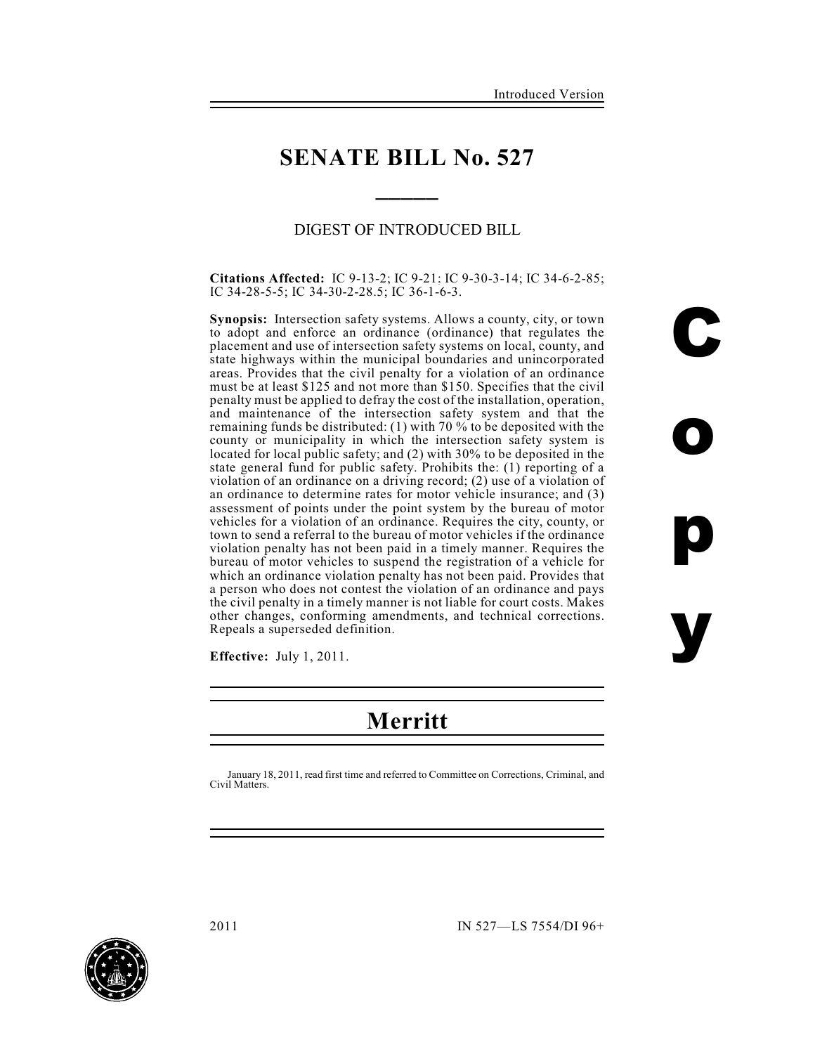Introduced Version

# SENATE BILL No. 527

DIGEST OF INTRODUCED BILL

**Citations Affected:** IC 9-13-2; IC 9-21; IC 9-30-3-14; IC 34-6-2-85; IC 34-28-5-5; IC 34-30-2-28.5; IC 36-1-6-3.

**Synopsis:** Intersection safety systems. Allows a county, city, or town to adopt and enforce an ordinance (ordinance) that regulates the placement and use of intersection safety systems on local, county, and state highways within the municipal boundaries and unincorporated areas. Provides that the civil penalty for a violation of an ordinance must be at least $125 and not more than $150. Specifies that the civil penalty must be applied to defray the cost of the installation, operation, and maintenance of the intersection safety system and that the remaining funds be distributed: (1) with 70 % to be deposited with the county or municipality in which the intersection safety system is located for local public safety; and (2) with 30% to be deposited in the state general fund for public safety. Prohibits the: (1) reporting of a violation of an ordinance on a driving record; (2) use of a violation of an ordinance to determine rates for motor vehicle insurance; and (3) assessment of points under the point system by the bureau of motor vehicles for a violation of an ordinance. Requires the city, county, or town to send a referral to the bureau of motor vehicles if the ordinance violation penalty has not been paid in a timely manner. Requires the bureau of motor vehicles to suspend the registration of a vehicle for which an ordinance violation penalty has not been paid. Provides that a person who does not contest the violation of an ordinance and pays the civil penalty in a timely manner is not liable for court costs. Makes other changes, conforming amendments, and technical corrections. Repeals a superseded definition.

**Effective:** July 1, 2011.

## Merritt

January 18, 2011, read first time and referred to Committee on Corrections, Criminal, and Civil Matters.

2011 IN 527—LS 7554/DI 96+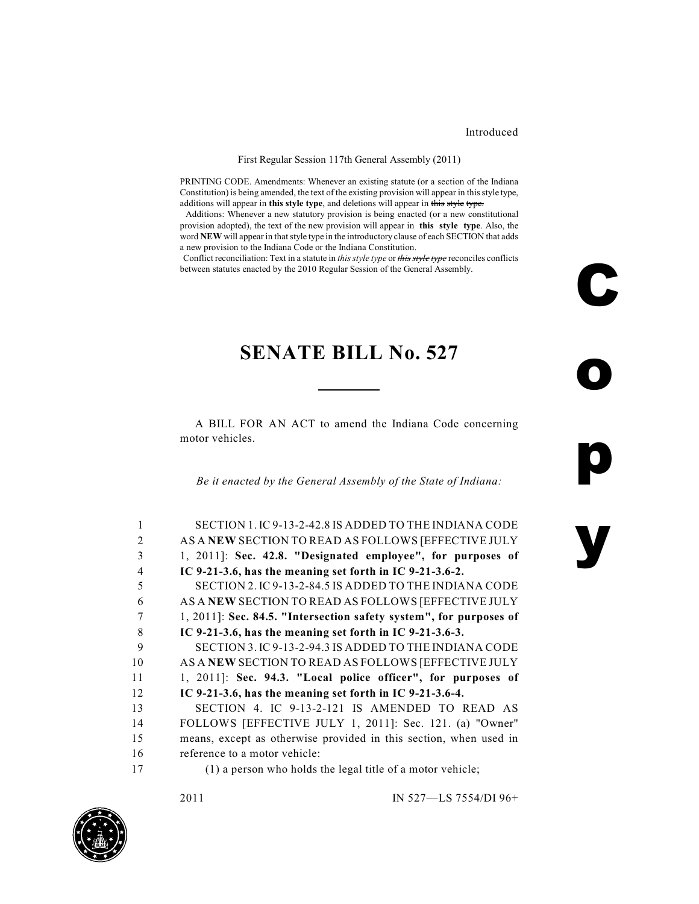Introduced

First Regular Session 117th General Assembly (2011)

PRINTING CODE. Amendments: Whenever an existing statute (or a section of the Indiana Constitution) is being amended, the text of the existing provision will appear in this style type, additions will appear in **this style type**, and deletions will appear in ~~this style type.~~

Additions: Whenever a new statutory provision is being enacted (or a new constitutional provision adopted), the text of the new provision will appear in **this style type**. Also, the word **NEW** will appear in that style type in the introductory clause of each SECTION that adds a new provision to the Indiana Code or the Indiana Constitution.

Conflict reconciliation: Text in a statute in *this style type* or ~~*this style type*~~ reconciles conflicts between statutes enacted by the 2010 Regular Session of the General Assembly.

# SENATE BILL No. 527

A BILL FOR AN ACT to amend the Indiana Code concerning motor vehicles.

*Be it enacted by the General Assembly of the State of Indiana:*

1 SECTION 1. IC 9-13-2-42.8 IS ADDED TO THE INDIANA CODE
2 AS A **NEW** SECTION TO READ AS FOLLOWS [EFFECTIVE JULY
3 1, 2011]: **Sec. 42.8. "Designated employee", for purposes of**
4 **IC 9-21-3.6, has the meaning set forth in IC 9-21-3.6-2.**
5 SECTION 2. IC 9-13-2-84.5 IS ADDED TO THE INDIANA CODE
6 AS A **NEW** SECTION TO READ AS FOLLOWS [EFFECTIVE JULY
7 1, 2011]: **Sec. 84.5. "Intersection safety system", for purposes of**
8 **IC 9-21-3.6, has the meaning set forth in IC 9-21-3.6-3.**
9 SECTION 3. IC 9-13-2-94.3 IS ADDED TO THE INDIANA CODE
10 AS A **NEW** SECTION TO READ AS FOLLOWS [EFFECTIVE JULY
11 1, 2011]: **Sec. 94.3. "Local police officer", for purposes of**
12 **IC 9-21-3.6, has the meaning set forth in IC 9-21-3.6-4.**
13 SECTION 4. IC 9-13-2-121 IS AMENDED TO READ AS
14 FOLLOWS [EFFECTIVE JULY 1, 2011]: Sec. 121. (a) "Owner"
15 means, except as otherwise provided in this section, when used in
16 reference to a motor vehicle:
17 (1) a person who holds the legal title of a motor vehicle;

2011 IN 527—LS 7554/DI 96+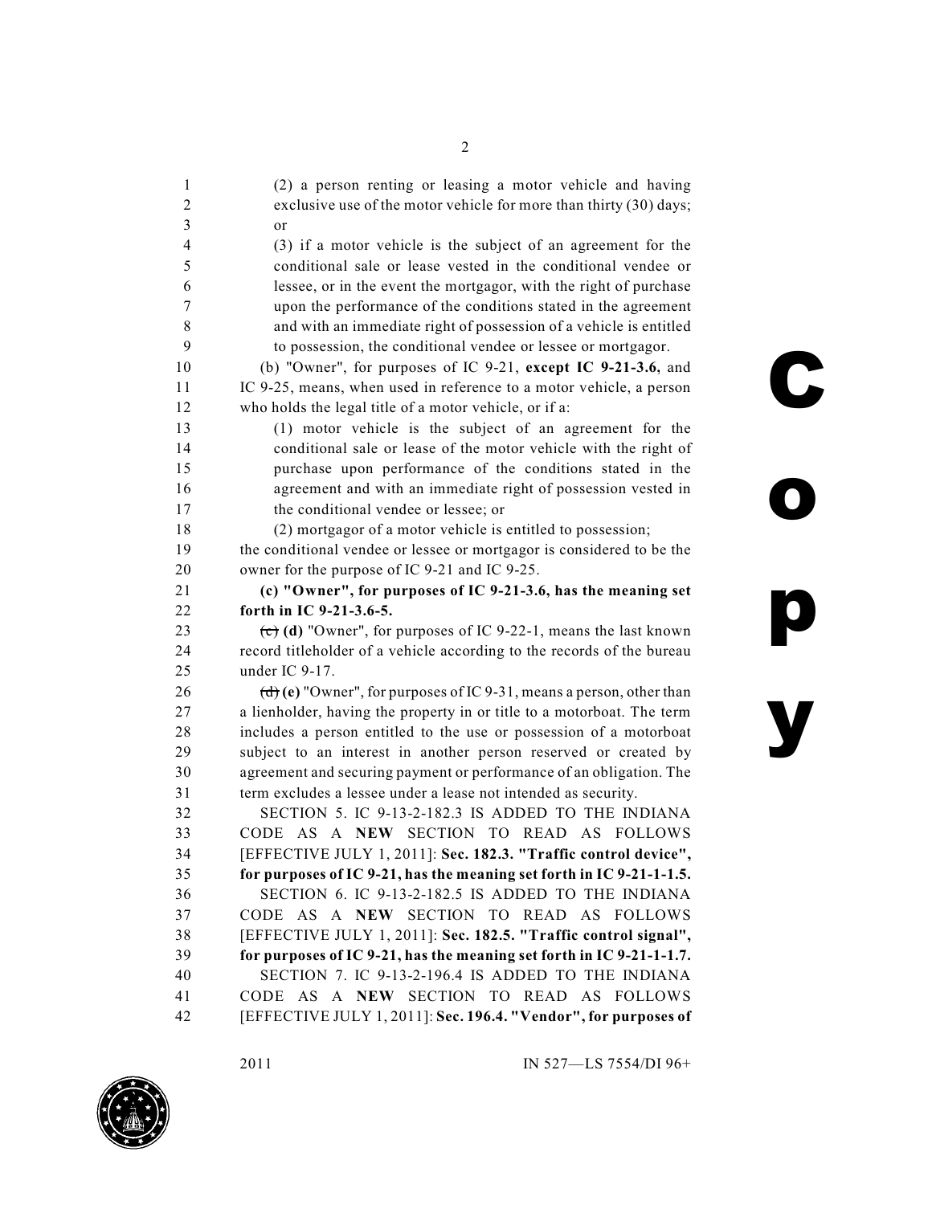(2) a person renting or leasing a motor vehicle and having exclusive use of the motor vehicle for more than thirty (30) days; or

(3) if a motor vehicle is the subject of an agreement for the conditional sale or lease vested in the conditional vendee or lessee, or in the event the mortgagor, with the right of purchase upon the performance of the conditions stated in the agreement and with an immediate right of possession of a vehicle is entitled to possession, the conditional vendee or lessee or mortgagor.

(b) "Owner", for purposes of IC 9-21, **except IC 9-21-3.6,** and IC 9-25, means, when used in reference to a motor vehicle, a person who holds the legal title of a motor vehicle, or if a:

(1) motor vehicle is the subject of an agreement for the conditional sale or lease of the motor vehicle with the right of purchase upon performance of the conditions stated in the agreement and with an immediate right of possession vested in the conditional vendee or lessee; or

(2) mortgagor of a motor vehicle is entitled to possession;

the conditional vendee or lessee or mortgagor is considered to be the owner for the purpose of IC 9-21 and IC 9-25.

**(c) "Owner", for purposes of IC 9-21-3.6, has the meaning set forth in IC 9-21-3.6-5.**

~~(c)~~ **(d)** "Owner", for purposes of IC 9-22-1, means the last known record titleholder of a vehicle according to the records of the bureau under IC 9-17.

~~(d)~~ **(e)** "Owner", for purposes of IC 9-31, means a person, other than a lienholder, having the property in or title to a motorboat. The term includes a person entitled to the use or possession of a motorboat subject to an interest in another person reserved or created by agreement and securing payment or performance of an obligation. The term excludes a lessee under a lease not intended as security.

SECTION 5. IC 9-13-2-182.3 IS ADDED TO THE INDIANA CODE AS A **NEW** SECTION TO READ AS FOLLOWS [EFFECTIVE JULY 1, 2011]: **Sec. 182.3. "Traffic control device", for purposes of IC 9-21, has the meaning set forth in IC 9-21-1-1.5.**

SECTION 6. IC 9-13-2-182.5 IS ADDED TO THE INDIANA CODE AS A **NEW** SECTION TO READ AS FOLLOWS [EFFECTIVE JULY 1, 2011]: **Sec. 182.5. "Traffic control signal", for purposes of IC 9-21, has the meaning set forth in IC 9-21-1-1.7.**

SECTION 7. IC 9-13-2-196.4 IS ADDED TO THE INDIANA CODE AS A **NEW** SECTION TO READ AS FOLLOWS [EFFECTIVE JULY 1, 2011]: **Sec. 196.4. "Vendor", for purposes of**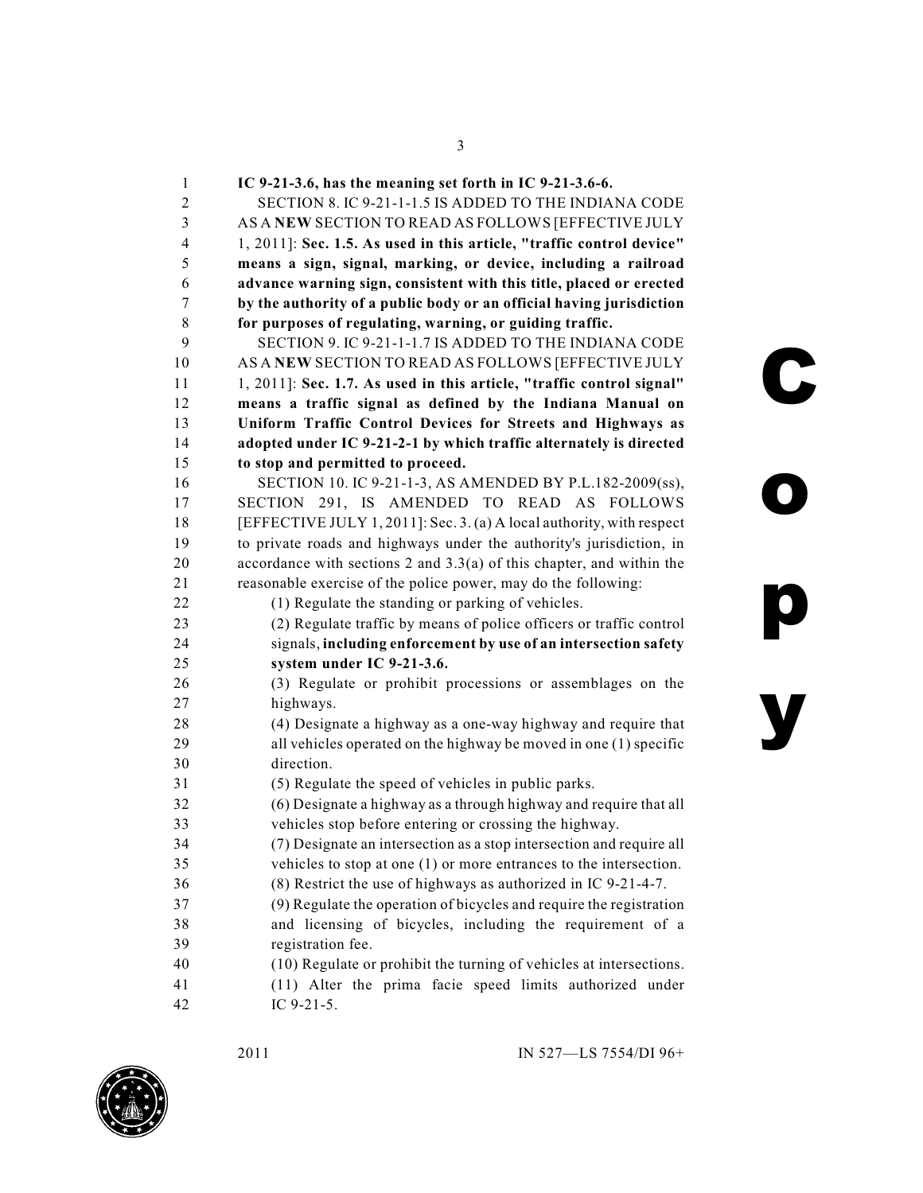**IC 9-21-3.6, has the meaning set forth in IC 9-21-3.6-6.**

SECTION 8. IC 9-21-1-1.5 IS ADDED TO THE INDIANA CODE AS A **NEW** SECTION TO READ AS FOLLOWS [EFFECTIVE JULY 1, 2011]: **Sec. 1.5. As used in this article, "traffic control device" means a sign, signal, marking, or device, including a railroad advance warning sign, consistent with this title, placed or erected by the authority of a public body or an official having jurisdiction for purposes of regulating, warning, or guiding traffic.**

SECTION 9. IC 9-21-1-1.7 IS ADDED TO THE INDIANA CODE AS A **NEW** SECTION TO READ AS FOLLOWS [EFFECTIVE JULY 1, 2011]: **Sec. 1.7. As used in this article, "traffic control signal" means a traffic signal as defined by the Indiana Manual on Uniform Traffic Control Devices for Streets and Highways as adopted under IC 9-21-2-1 by which traffic alternately is directed to stop and permitted to proceed.**

SECTION 10. IC 9-21-1-3, AS AMENDED BY P.L.182-2009(ss), SECTION 291, IS AMENDED TO READ AS FOLLOWS [EFFECTIVE JULY 1, 2011]: Sec. 3. (a) A local authority, with respect to private roads and highways under the authority's jurisdiction, in accordance with sections 2 and 3.3(a) of this chapter, and within the reasonable exercise of the police power, may do the following:

(1) Regulate the standing or parking of vehicles.

(2) Regulate traffic by means of police officers or traffic control signals, **including enforcement by use of an intersection safety system under IC 9-21-3.6.**

(3) Regulate or prohibit processions or assemblages on the highways.

(4) Designate a highway as a one-way highway and require that all vehicles operated on the highway be moved in one (1) specific direction.

(5) Regulate the speed of vehicles in public parks.

(6) Designate a highway as a through highway and require that all vehicles stop before entering or crossing the highway.

(7) Designate an intersection as a stop intersection and require all vehicles to stop at one (1) or more entrances to the intersection.

(8) Restrict the use of highways as authorized in IC 9-21-4-7.

(9) Regulate the operation of bicycles and require the registration and licensing of bicycles, including the requirement of a registration fee.

(10) Regulate or prohibit the turning of vehicles at intersections.

(11) Alter the prima facie speed limits authorized under IC 9-21-5.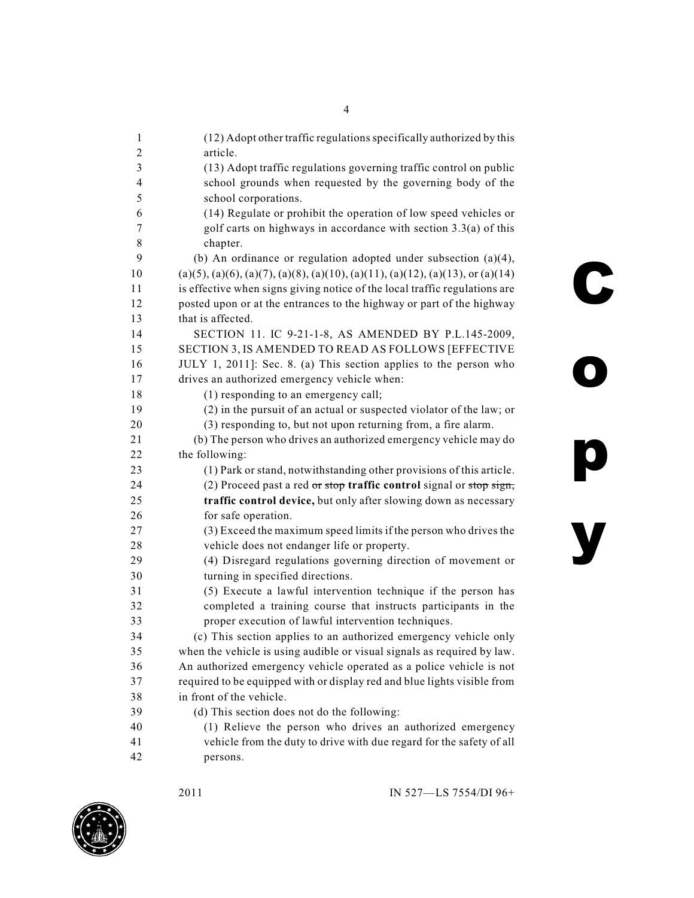(12) Adopt other traffic regulations specifically authorized by this article.

(13) Adopt traffic regulations governing traffic control on public school grounds when requested by the governing body of the school corporations.

(14) Regulate or prohibit the operation of low speed vehicles or golf carts on highways in accordance with section 3.3(a) of this chapter.

(b) An ordinance or regulation adopted under subsection (a)(4), (a)(5), (a)(6), (a)(7), (a)(8), (a)(10), (a)(11), (a)(12), (a)(13), or (a)(14) is effective when signs giving notice of the local traffic regulations are posted upon or at the entrances to the highway or part of the highway that is affected.

SECTION 11. IC 9-21-1-8, AS AMENDED BY P.L.145-2009, SECTION 3, IS AMENDED TO READ AS FOLLOWS [EFFECTIVE JULY 1, 2011]: Sec. 8. (a) This section applies to the person who drives an authorized emergency vehicle when:

(1) responding to an emergency call;

(2) in the pursuit of an actual or suspected violator of the law; or

(3) responding to, but not upon returning from, a fire alarm.

(b) The person who drives an authorized emergency vehicle may do the following:

(1) Park or stand, notwithstanding other provisions of this article.

(2) Proceed past a red ~~or stop~~ **traffic control** signal or ~~stop sign,~~ **traffic control device,** but only after slowing down as necessary for safe operation.

(3) Exceed the maximum speed limits if the person who drives the vehicle does not endanger life or property.

(4) Disregard regulations governing direction of movement or turning in specified directions.

(5) Execute a lawful intervention technique if the person has completed a training course that instructs participants in the proper execution of lawful intervention techniques.

(c) This section applies to an authorized emergency vehicle only when the vehicle is using audible or visual signals as required by law. An authorized emergency vehicle operated as a police vehicle is not required to be equipped with or display red and blue lights visible from in front of the vehicle.

(d) This section does not do the following:

(1) Relieve the person who drives an authorized emergency vehicle from the duty to drive with due regard for the safety of all persons.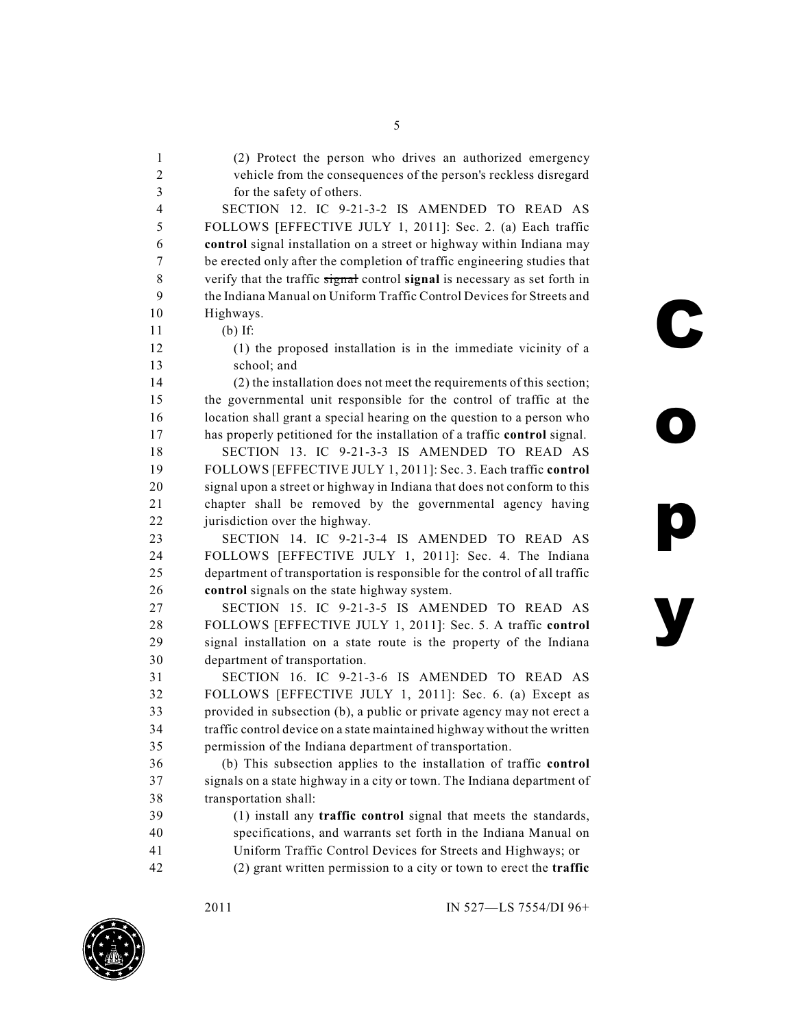(2) Protect the person who drives an authorized emergency vehicle from the consequences of the person's reckless disregard for the safety of others.

SECTION 12. IC 9-21-3-2 IS AMENDED TO READ AS FOLLOWS [EFFECTIVE JULY 1, 2011]: Sec. 2. (a) Each traffic **control** signal installation on a street or highway within Indiana may be erected only after the completion of traffic engineering studies that verify that the traffic ~~signal~~ control **signal** is necessary as set forth in the Indiana Manual on Uniform Traffic Control Devices for Streets and Highways.

(b) If:

(1) the proposed installation is in the immediate vicinity of a school; and

(2) the installation does not meet the requirements of this section;

the governmental unit responsible for the control of traffic at the location shall grant a special hearing on the question to a person who has properly petitioned for the installation of a traffic **control** signal.

SECTION 13. IC 9-21-3-3 IS AMENDED TO READ AS FOLLOWS [EFFECTIVE JULY 1, 2011]: Sec. 3. Each traffic **control** signal upon a street or highway in Indiana that does not conform to this chapter shall be removed by the governmental agency having jurisdiction over the highway.

SECTION 14. IC 9-21-3-4 IS AMENDED TO READ AS FOLLOWS [EFFECTIVE JULY 1, 2011]: Sec. 4. The Indiana department of transportation is responsible for the control of all traffic **control** signals on the state highway system.

SECTION 15. IC 9-21-3-5 IS AMENDED TO READ AS FOLLOWS [EFFECTIVE JULY 1, 2011]: Sec. 5. A traffic **control** signal installation on a state route is the property of the Indiana department of transportation.

SECTION 16. IC 9-21-3-6 IS AMENDED TO READ AS FOLLOWS [EFFECTIVE JULY 1, 2011]: Sec. 6. (a) Except as provided in subsection (b), a public or private agency may not erect a traffic control device on a state maintained highway without the written permission of the Indiana department of transportation.

(b) This subsection applies to the installation of traffic **control** signals on a state highway in a city or town. The Indiana department of transportation shall:

(1) install any **traffic control** signal that meets the standards, specifications, and warrants set forth in the Indiana Manual on Uniform Traffic Control Devices for Streets and Highways; or

(2) grant written permission to a city or town to erect the **traffic**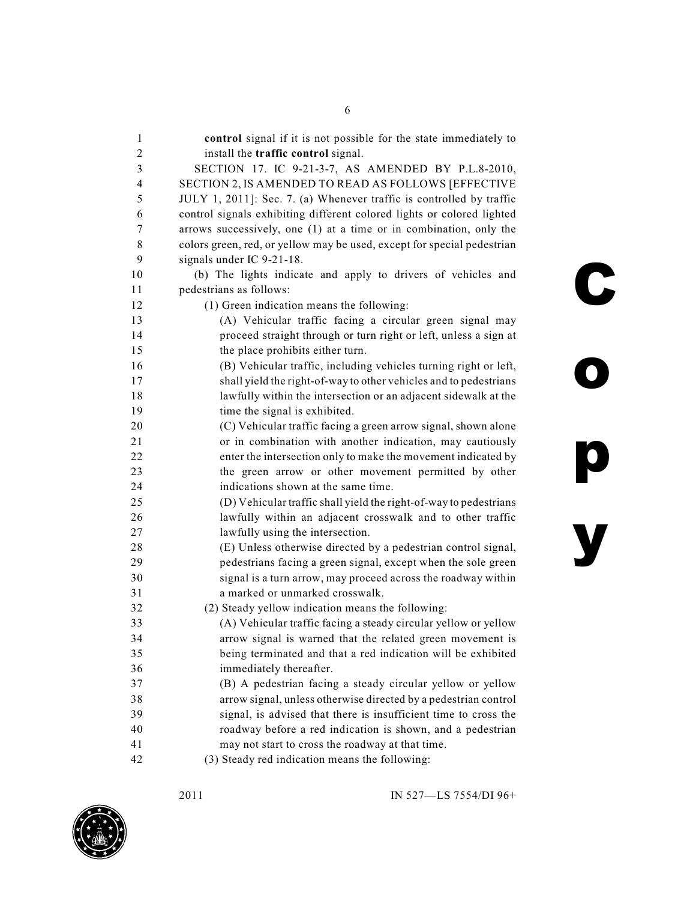**control** signal if it is not possible for the state immediately to install the **traffic control** signal.

SECTION 17. IC 9-21-3-7, AS AMENDED BY P.L.8-2010, SECTION 2, IS AMENDED TO READ AS FOLLOWS [EFFECTIVE JULY 1, 2011]: Sec. 7. (a) Whenever traffic is controlled by traffic control signals exhibiting different colored lights or colored lighted arrows successively, one (1) at a time or in combination, only the colors green, red, or yellow may be used, except for special pedestrian signals under IC 9-21-18.

(b) The lights indicate and apply to drivers of vehicles and pedestrians as follows:

(1) Green indication means the following:

(A) Vehicular traffic facing a circular green signal may proceed straight through or turn right or left, unless a sign at the place prohibits either turn.

(B) Vehicular traffic, including vehicles turning right or left, shall yield the right-of-way to other vehicles and to pedestrians lawfully within the intersection or an adjacent sidewalk at the time the signal is exhibited.

(C) Vehicular traffic facing a green arrow signal, shown alone or in combination with another indication, may cautiously enter the intersection only to make the movement indicated by the green arrow or other movement permitted by other indications shown at the same time.

(D) Vehicular traffic shall yield the right-of-way to pedestrians lawfully within an adjacent crosswalk and to other traffic lawfully using the intersection.

(E) Unless otherwise directed by a pedestrian control signal, pedestrians facing a green signal, except when the sole green signal is a turn arrow, may proceed across the roadway within a marked or unmarked crosswalk.

(2) Steady yellow indication means the following:

(A) Vehicular traffic facing a steady circular yellow or yellow arrow signal is warned that the related green movement is being terminated and that a red indication will be exhibited immediately thereafter.

(B) A pedestrian facing a steady circular yellow or yellow arrow signal, unless otherwise directed by a pedestrian control signal, is advised that there is insufficient time to cross the roadway before a red indication is shown, and a pedestrian may not start to cross the roadway at that time.

(3) Steady red indication means the following: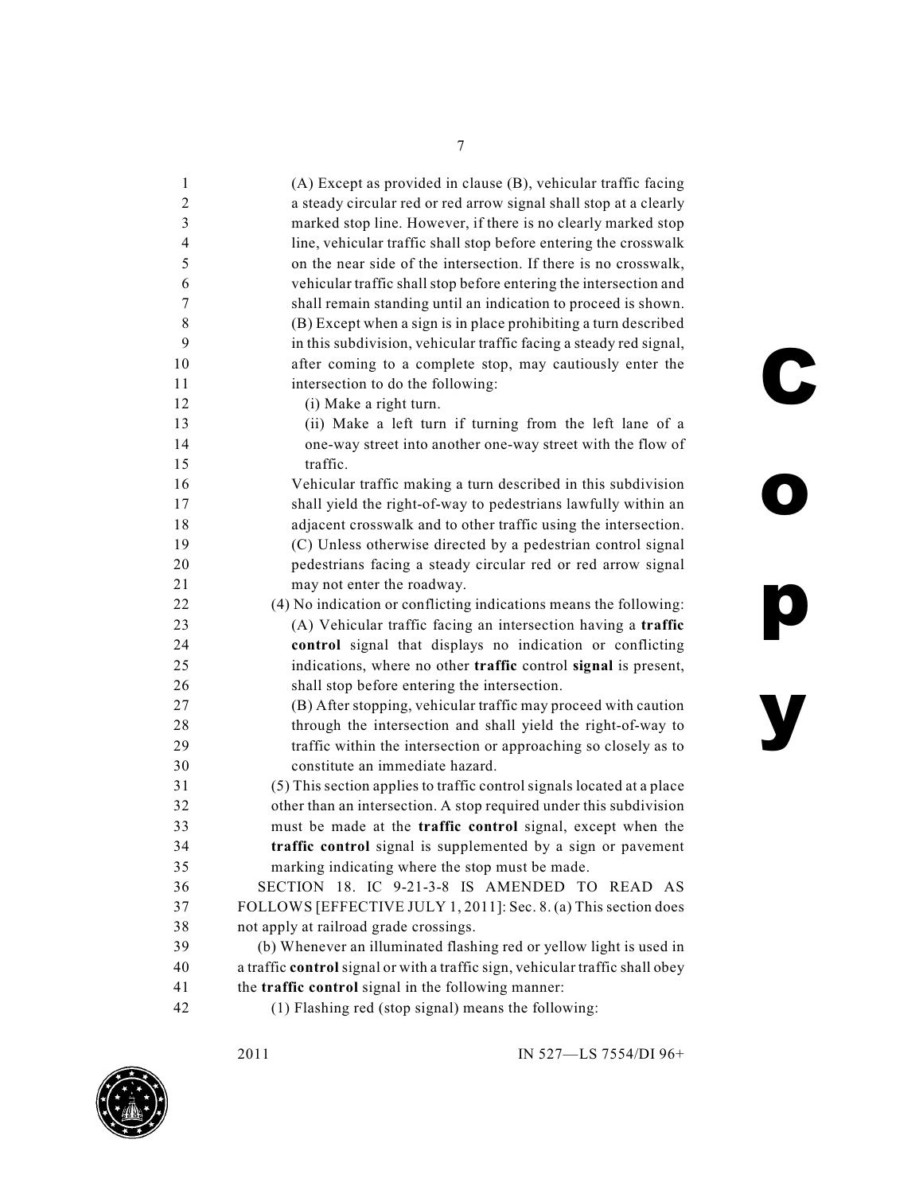(A) Except as provided in clause (B), vehicular traffic facing a steady circular red or red arrow signal shall stop at a clearly marked stop line. However, if there is no clearly marked stop line, vehicular traffic shall stop before entering the crosswalk on the near side of the intersection. If there is no crosswalk, vehicular traffic shall stop before entering the intersection and shall remain standing until an indication to proceed is shown.

(B) Except when a sign is in place prohibiting a turn described in this subdivision, vehicular traffic facing a steady red signal, after coming to a complete stop, may cautiously enter the intersection to do the following:

(i) Make a right turn.

(ii) Make a left turn if turning from the left lane of a one-way street into another one-way street with the flow of traffic.

Vehicular traffic making a turn described in this subdivision shall yield the right-of-way to pedestrians lawfully within an adjacent crosswalk and to other traffic using the intersection.

(C) Unless otherwise directed by a pedestrian control signal pedestrians facing a steady circular red or red arrow signal may not enter the roadway.

(4) No indication or conflicting indications means the following:

(A) Vehicular traffic facing an intersection having a **traffic control** signal that displays no indication or conflicting indications, where no other **traffic** control **signal** is present, shall stop before entering the intersection.

(B) After stopping, vehicular traffic may proceed with caution through the intersection and shall yield the right-of-way to traffic within the intersection or approaching so closely as to constitute an immediate hazard.

(5) This section applies to traffic control signals located at a place other than an intersection. A stop required under this subdivision must be made at the **traffic control** signal, except when the **traffic control** signal is supplemented by a sign or pavement marking indicating where the stop must be made.

SECTION 18. IC 9-21-3-8 IS AMENDED TO READ AS FOLLOWS [EFFECTIVE JULY 1, 2011]: Sec. 8. (a) This section does not apply at railroad grade crossings.

(b) Whenever an illuminated flashing red or yellow light is used in a traffic **control** signal or with a traffic sign, vehicular traffic shall obey the **traffic control** signal in the following manner:

(1) Flashing red (stop signal) means the following: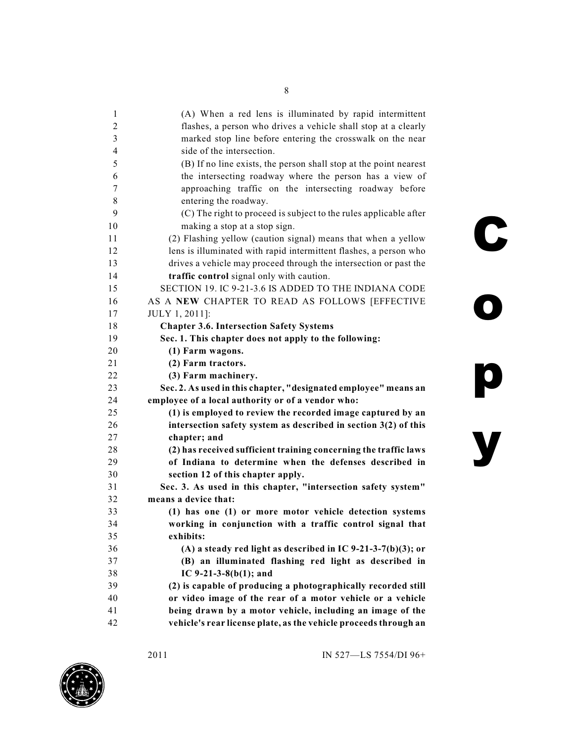(A) When a red lens is illuminated by rapid intermittent flashes, a person who drives a vehicle shall stop at a clearly marked stop line before entering the crosswalk on the near side of the intersection.

(B) If no line exists, the person shall stop at the point nearest the intersecting roadway where the person has a view of approaching traffic on the intersecting roadway before entering the roadway.

(C) The right to proceed is subject to the rules applicable after making a stop at a stop sign.

(2) Flashing yellow (caution signal) means that when a yellow lens is illuminated with rapid intermittent flashes, a person who drives a vehicle may proceed through the intersection or past the **traffic control** signal only with caution.

SECTION 19. IC 9-21-3.6 IS ADDED TO THE INDIANA CODE AS A **NEW** CHAPTER TO READ AS FOLLOWS [EFFECTIVE JULY 1, 2011]:

**Chapter 3.6. Intersection Safety Systems**

**Sec. 1. This chapter does not apply to the following:**

**(1) Farm wagons.**

**(2) Farm tractors.**

**(3) Farm machinery.**

**Sec. 2. As used in this chapter, "designated employee" means an employee of a local authority or of a vendor who:**

**(1) is employed to review the recorded image captured by an intersection safety system as described in section 3(2) of this chapter; and**

**(2) has received sufficient training concerning the traffic laws of Indiana to determine when the defenses described in section 12 of this chapter apply.**

**Sec. 3. As used in this chapter, "intersection safety system" means a device that:**

**(1) has one (1) or more motor vehicle detection systems working in conjunction with a traffic control signal that exhibits:**

**(A) a steady red light as described in IC 9-21-3-7(b)(3); or**

**(B) an illuminated flashing red light as described in IC 9-21-3-8(b)(1); and**

**(2) is capable of producing a photographically recorded still or video image of the rear of a motor vehicle or a vehicle being drawn by a motor vehicle, including an image of the vehicle's rear license plate, as the vehicle proceeds through an**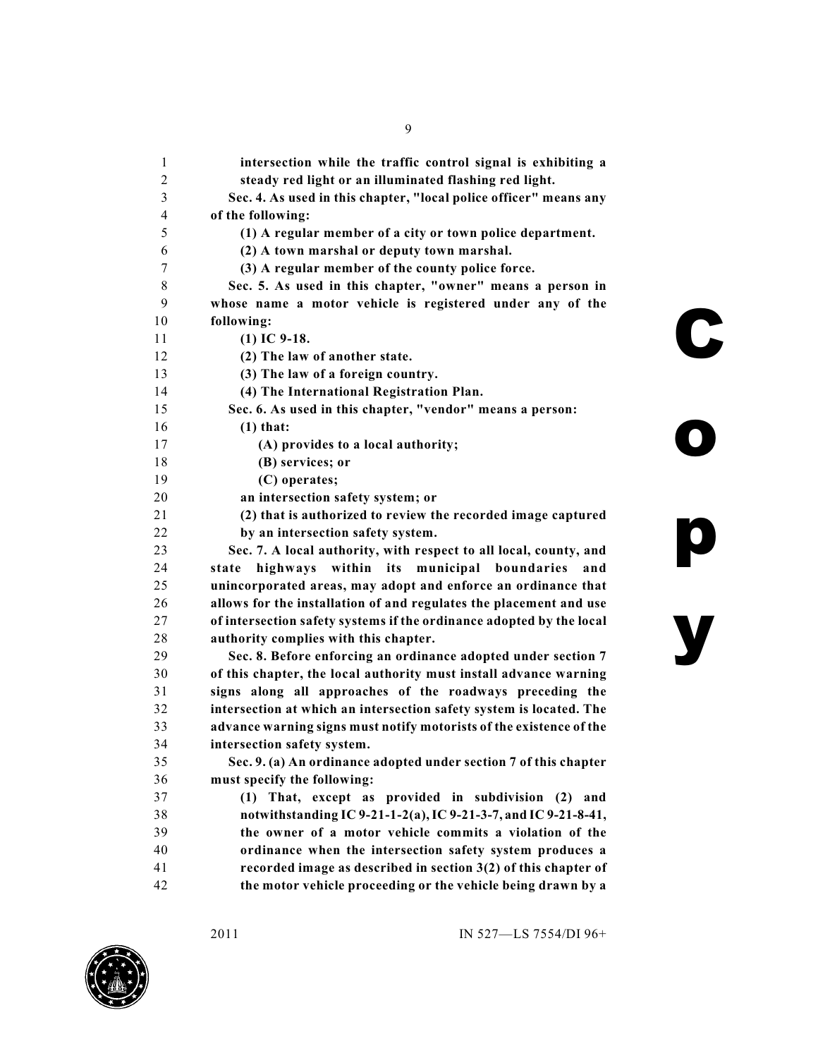**intersection while the traffic control signal is exhibiting a steady red light or an illuminated flashing red light.**

**Sec. 4. As used in this chapter, "local police officer" means any of the following:**

**(1) A regular member of a city or town police department.**

**(2) A town marshal or deputy town marshal.**

**(3) A regular member of the county police force.**

**Sec. 5. As used in this chapter, "owner" means a person in whose name a motor vehicle is registered under any of the following:**

**(1) IC 9-18.**

**(2) The law of another state.**

**(3) The law of a foreign country.**

**(4) The International Registration Plan.**

**Sec. 6. As used in this chapter, "vendor" means a person:**

**(1) that:**

**(A) provides to a local authority;**

**(B) services; or**

**(C) operates;**

**an intersection safety system; or**

**(2) that is authorized to review the recorded image captured by an intersection safety system.**

**Sec. 7. A local authority, with respect to all local, county, and state highways within its municipal boundaries and unincorporated areas, may adopt and enforce an ordinance that allows for the installation of and regulates the placement and use of intersection safety systems if the ordinance adopted by the local authority complies with this chapter.**

**Sec. 8. Before enforcing an ordinance adopted under section 7 of this chapter, the local authority must install advance warning signs along all approaches of the roadways preceding the intersection at which an intersection safety system is located. The advance warning signs must notify motorists of the existence of the intersection safety system.**

**Sec. 9. (a) An ordinance adopted under section 7 of this chapter must specify the following:**

**(1) That, except as provided in subdivision (2) and notwithstanding IC 9-21-1-2(a), IC 9-21-3-7, and IC 9-21-8-41, the owner of a motor vehicle commits a violation of the ordinance when the intersection safety system produces a recorded image as described in section 3(2) of this chapter of the motor vehicle proceeding or the vehicle being drawn by a**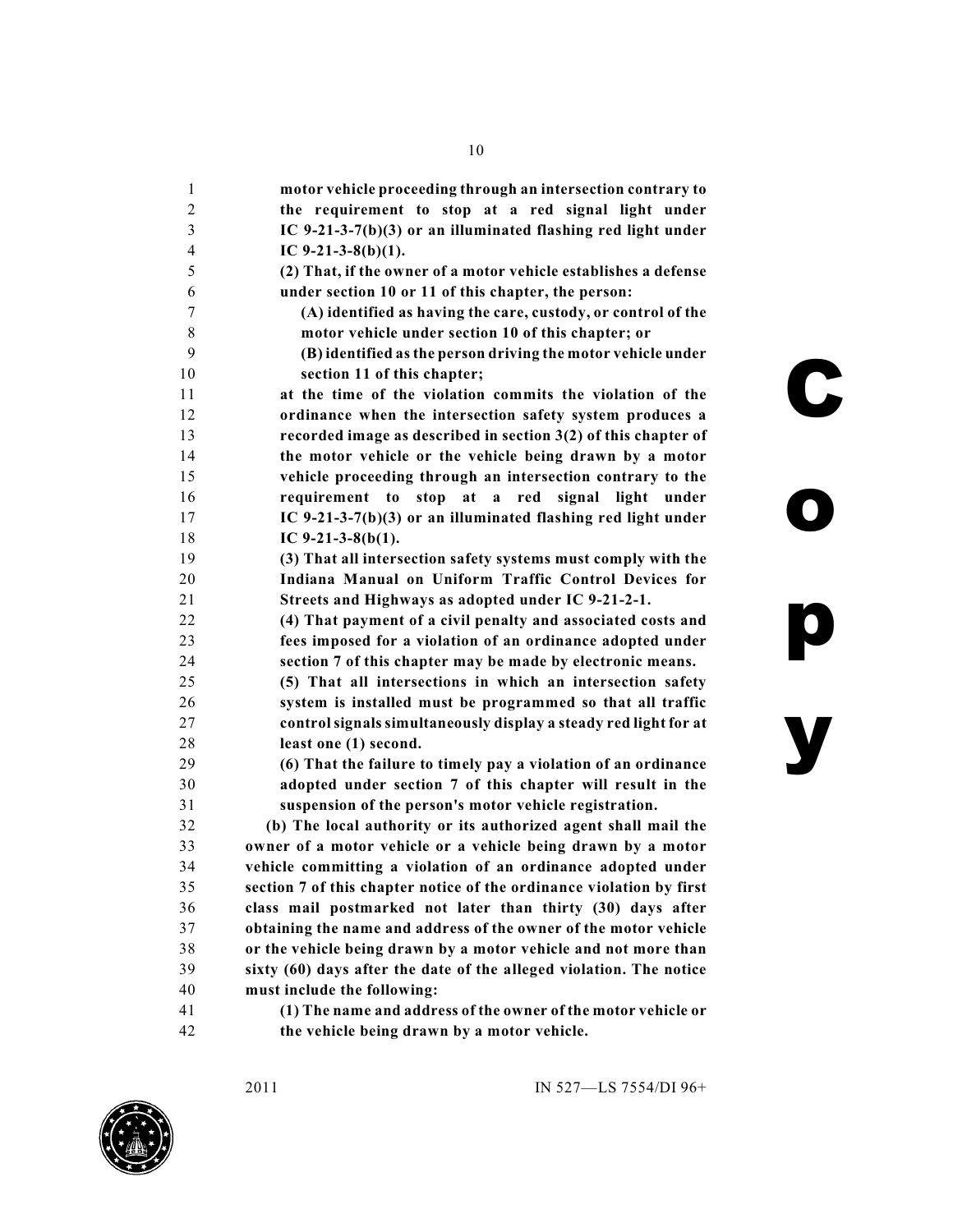**motor vehicle proceeding through an intersection contrary to the requirement to stop at a red signal light under IC 9-21-3-7(b)(3) or an illuminated flashing red light under IC 9-21-3-8(b)(1).**

**(2) That, if the owner of a motor vehicle establishes a defense under section 10 or 11 of this chapter, the person:**

**(A) identified as having the care, custody, or control of the motor vehicle under section 10 of this chapter; or**

**(B) identified as the person driving the motor vehicle under section 11 of this chapter;**

**at the time of the violation commits the violation of the ordinance when the intersection safety system produces a recorded image as described in section 3(2) of this chapter of the motor vehicle or the vehicle being drawn by a motor vehicle proceeding through an intersection contrary to the requirement to stop at a red signal light under IC 9-21-3-7(b)(3) or an illuminated flashing red light under IC 9-21-3-8(b(1).**

**(3) That all intersection safety systems must comply with the Indiana Manual on Uniform Traffic Control Devices for Streets and Highways as adopted under IC 9-21-2-1.**

**(4) That payment of a civil penalty and associated costs and fees imposed for a violation of an ordinance adopted under section 7 of this chapter may be made by electronic means.**

**(5) That all intersections in which an intersection safety system is installed must be programmed so that all traffic control signals simultaneously display a steady red light for at least one (1) second.**

**(6) That the failure to timely pay a violation of an ordinance adopted under section 7 of this chapter will result in the suspension of the person's motor vehicle registration.**

**(b) The local authority or its authorized agent shall mail the owner of a motor vehicle or a vehicle being drawn by a motor vehicle committing a violation of an ordinance adopted under section 7 of this chapter notice of the ordinance violation by first class mail postmarked not later than thirty (30) days after obtaining the name and address of the owner of the motor vehicle or the vehicle being drawn by a motor vehicle and not more than sixty (60) days after the date of the alleged violation. The notice must include the following:**

**(1) The name and address of the owner of the motor vehicle or the vehicle being drawn by a motor vehicle.**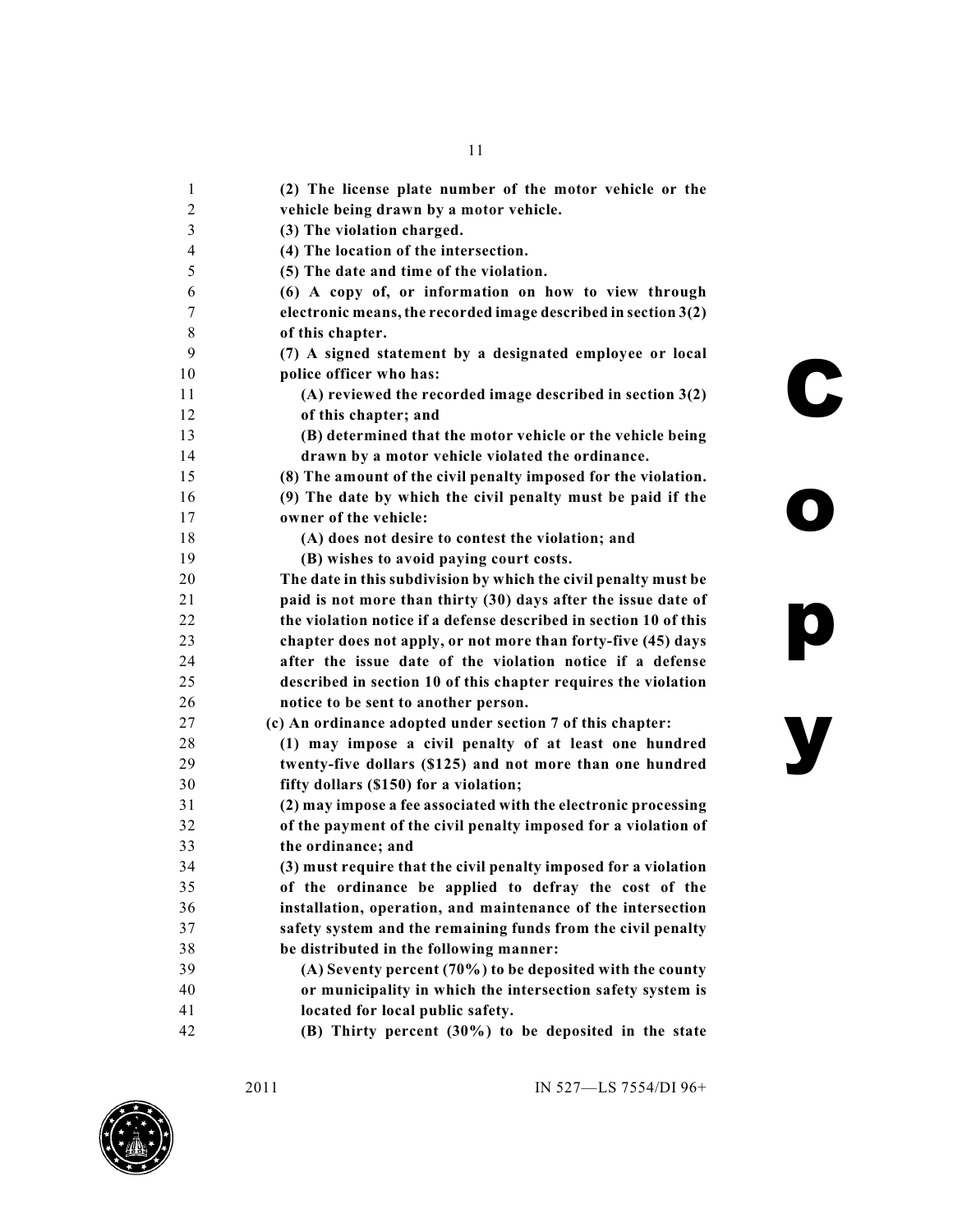**(2) The license plate number of the motor vehicle or the vehicle being drawn by a motor vehicle.**

**(3) The violation charged.**

**(4) The location of the intersection.**

**(5) The date and time of the violation.**

**(6) A copy of, or information on how to view through electronic means, the recorded image described in section 3(2) of this chapter.**

**(7) A signed statement by a designated employee or local police officer who has:**

**(A) reviewed the recorded image described in section 3(2) of this chapter; and**

**(B) determined that the motor vehicle or the vehicle being drawn by a motor vehicle violated the ordinance.**

**(8) The amount of the civil penalty imposed for the violation.**

**(9) The date by which the civil penalty must be paid if the owner of the vehicle:**

**(A) does not desire to contest the violation; and**

**(B) wishes to avoid paying court costs.**

**The date in this subdivision by which the civil penalty must be paid is not more than thirty (30) days after the issue date of the violation notice if a defense described in section 10 of this chapter does not apply, or not more than forty-five (45) days after the issue date of the violation notice if a defense described in section 10 of this chapter requires the violation notice to be sent to another person.**

**(c) An ordinance adopted under section 7 of this chapter:**

**(1) may impose a civil penalty of at least one hundred twenty-five dollars ($125) and not more than one hundred fifty dollars ($150) for a violation;**

**(2) may impose a fee associated with the electronic processing of the payment of the civil penalty imposed for a violation of the ordinance; and**

**(3) must require that the civil penalty imposed for a violation of the ordinance be applied to defray the cost of the installation, operation, and maintenance of the intersection safety system and the remaining funds from the civil penalty be distributed in the following manner:**

**(A) Seventy percent (70%) to be deposited with the county or municipality in which the intersection safety system is located for local public safety.**

**(B) Thirty percent (30%) to be deposited in the state**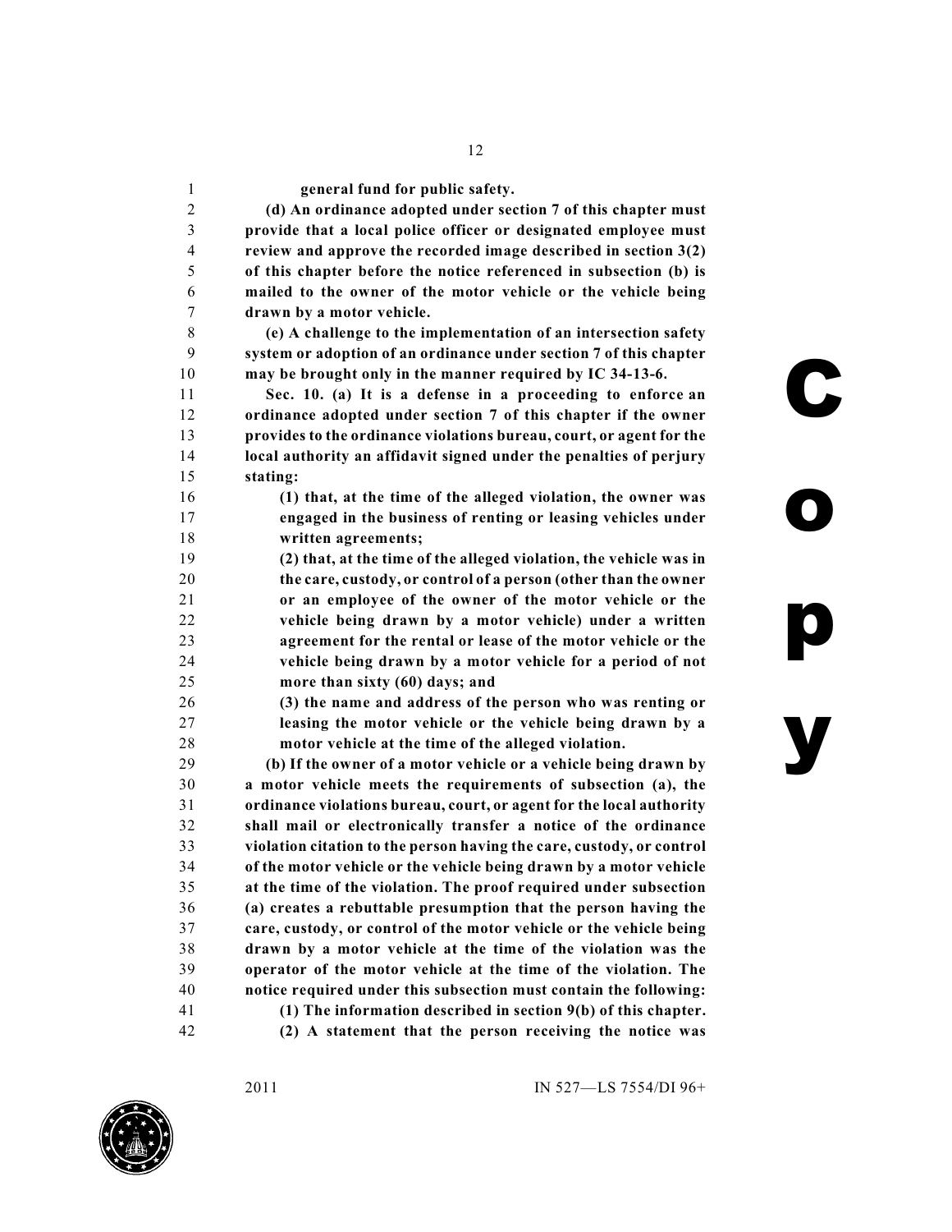**general fund for public safety.**

**(d) An ordinance adopted under section 7 of this chapter must provide that a local police officer or designated employee must review and approve the recorded image described in section 3(2) of this chapter before the notice referenced in subsection (b) is mailed to the owner of the motor vehicle or the vehicle being drawn by a motor vehicle.**

**(e) A challenge to the implementation of an intersection safety system or adoption of an ordinance under section 7 of this chapter may be brought only in the manner required by IC 34-13-6.**

**Sec. 10. (a) It is a defense in a proceeding to enforce an ordinance adopted under section 7 of this chapter if the owner provides to the ordinance violations bureau, court, or agent for the local authority an affidavit signed under the penalties of perjury stating:**

**(1) that, at the time of the alleged violation, the owner was engaged in the business of renting or leasing vehicles under written agreements;**

**(2) that, at the time of the alleged violation, the vehicle was in the care, custody, or control of a person (other than the owner or an employee of the owner of the motor vehicle or the vehicle being drawn by a motor vehicle) under a written agreement for the rental or lease of the motor vehicle or the vehicle being drawn by a motor vehicle for a period of not more than sixty (60) days; and**

**(3) the name and address of the person who was renting or leasing the motor vehicle or the vehicle being drawn by a motor vehicle at the time of the alleged violation.**

**(b) If the owner of a motor vehicle or a vehicle being drawn by a motor vehicle meets the requirements of subsection (a), the ordinance violations bureau, court, or agent for the local authority shall mail or electronically transfer a notice of the ordinance violation citation to the person having the care, custody, or control of the motor vehicle or the vehicle being drawn by a motor vehicle at the time of the violation. The proof required under subsection (a) creates a rebuttable presumption that the person having the care, custody, or control of the motor vehicle or the vehicle being drawn by a motor vehicle at the time of the violation was the operator of the motor vehicle at the time of the violation. The notice required under this subsection must contain the following:**

**(1) The information described in section 9(b) of this chapter.**

**(2) A statement that the person receiving the notice was**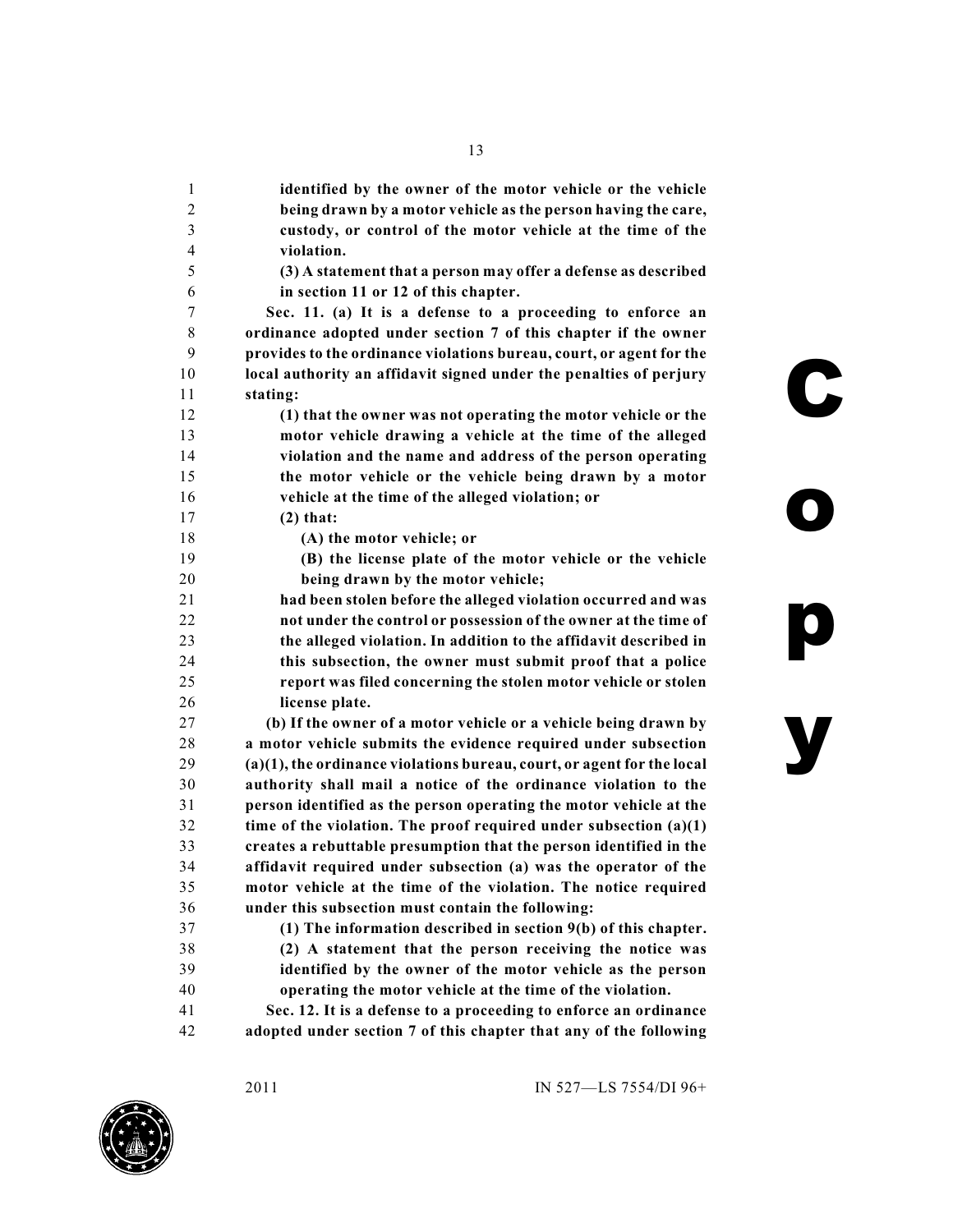**identified by the owner of the motor vehicle or the vehicle being drawn by a motor vehicle as the person having the care, custody, or control of the motor vehicle at the time of the violation.**

**(3) A statement that a person may offer a defense as described in section 11 or 12 of this chapter.**

**Sec. 11. (a) It is a defense to a proceeding to enforce an ordinance adopted under section 7 of this chapter if the owner provides to the ordinance violations bureau, court, or agent for the local authority an affidavit signed under the penalties of perjury stating:**

**(1) that the owner was not operating the motor vehicle or the motor vehicle drawing a vehicle at the time of the alleged violation and the name and address of the person operating the motor vehicle or the vehicle being drawn by a motor vehicle at the time of the alleged violation; or**

**(2) that:**

**(A) the motor vehicle; or**

**(B) the license plate of the motor vehicle or the vehicle being drawn by the motor vehicle;**

**had been stolen before the alleged violation occurred and was not under the control or possession of the owner at the time of the alleged violation. In addition to the affidavit described in this subsection, the owner must submit proof that a police report was filed concerning the stolen motor vehicle or stolen license plate.**

**(b) If the owner of a motor vehicle or a vehicle being drawn by a motor vehicle submits the evidence required under subsection (a)(1), the ordinance violations bureau, court, or agent for the local authority shall mail a notice of the ordinance violation to the person identified as the person operating the motor vehicle at the time of the violation. The proof required under subsection (a)(1) creates a rebuttable presumption that the person identified in the affidavit required under subsection (a) was the operator of the motor vehicle at the time of the violation. The notice required under this subsection must contain the following:**

**(1) The information described in section 9(b) of this chapter.**

**(2) A statement that the person receiving the notice was identified by the owner of the motor vehicle as the person operating the motor vehicle at the time of the violation.**

**Sec. 12. It is a defense to a proceeding to enforce an ordinance adopted under section 7 of this chapter that any of the following**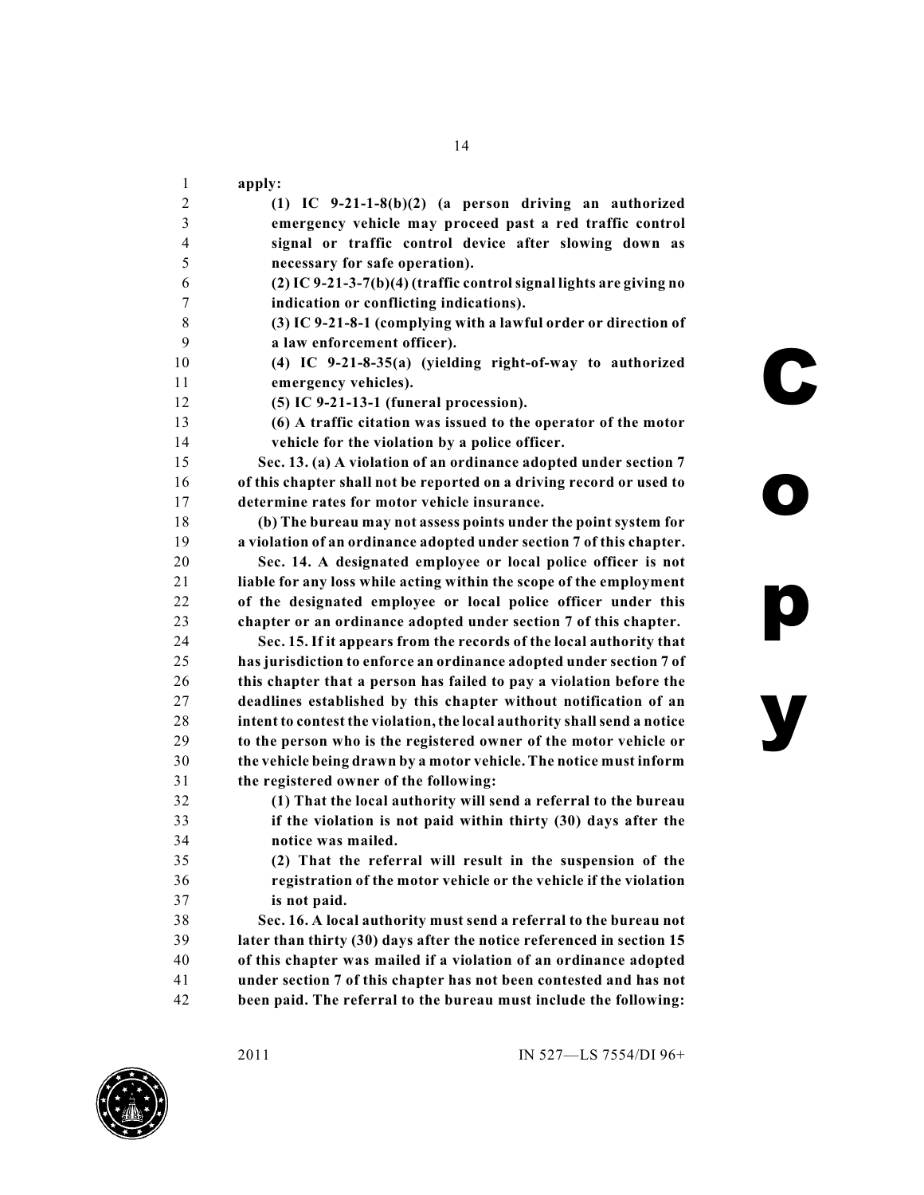**apply:**

**(1) IC 9-21-1-8(b)(2) (a person driving an authorized emergency vehicle may proceed past a red traffic control signal or traffic control device after slowing down as necessary for safe operation).**

**(2) IC 9-21-3-7(b)(4) (traffic control signal lights are giving no indication or conflicting indications).**

**(3) IC 9-21-8-1 (complying with a lawful order or direction of a law enforcement officer).**

**(4) IC 9-21-8-35(a) (yielding right-of-way to authorized emergency vehicles).**

**(5) IC 9-21-13-1 (funeral procession).**

**(6) A traffic citation was issued to the operator of the motor vehicle for the violation by a police officer.**

**Sec. 13. (a) A violation of an ordinance adopted under section 7 of this chapter shall not be reported on a driving record or used to determine rates for motor vehicle insurance.**

**(b) The bureau may not assess points under the point system for a violation of an ordinance adopted under section 7 of this chapter.**

**Sec. 14. A designated employee or local police officer is not liable for any loss while acting within the scope of the employment of the designated employee or local police officer under this chapter or an ordinance adopted under section 7 of this chapter.**

**Sec. 15. If it appears from the records of the local authority that has jurisdiction to enforce an ordinance adopted under section 7 of this chapter that a person has failed to pay a violation before the deadlines established by this chapter without notification of an intent to contest the violation, the local authority shall send a notice to the person who is the registered owner of the motor vehicle or the vehicle being drawn by a motor vehicle. The notice must inform the registered owner of the following:**

**(1) That the local authority will send a referral to the bureau if the violation is not paid within thirty (30) days after the notice was mailed.**

**(2) That the referral will result in the suspension of the registration of the motor vehicle or the vehicle if the violation is not paid.**

**Sec. 16. A local authority must send a referral to the bureau not later than thirty (30) days after the notice referenced in section 15 of this chapter was mailed if a violation of an ordinance adopted under section 7 of this chapter has not been contested and has not been paid. The referral to the bureau must include the following:**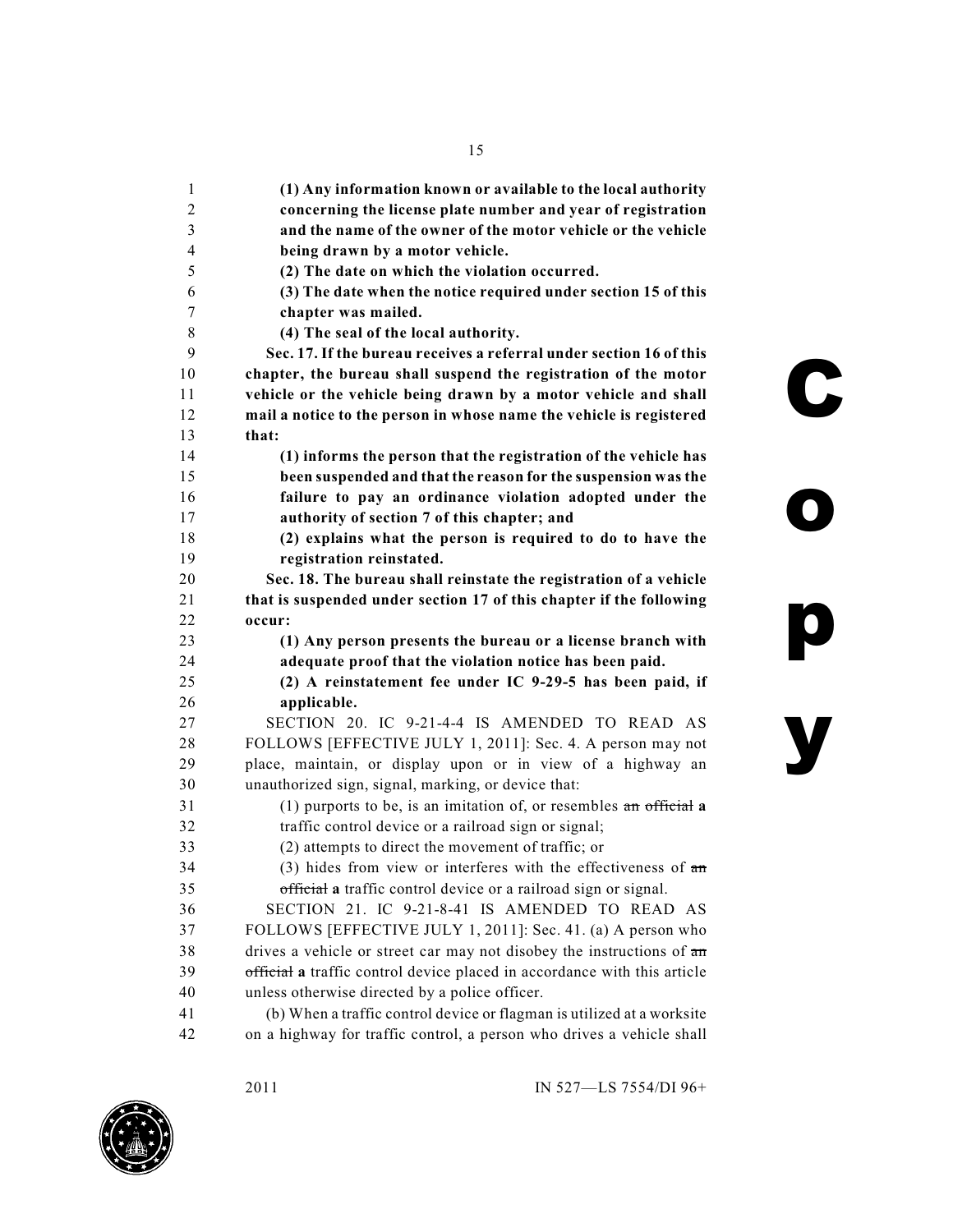**(1) Any information known or available to the local authority concerning the license plate number and year of registration and the name of the owner of the motor vehicle or the vehicle being drawn by a motor vehicle.**

**(2) The date on which the violation occurred.**

**(3) The date when the notice required under section 15 of this chapter was mailed.**

**(4) The seal of the local authority.**

**Sec. 17. If the bureau receives a referral under section 16 of this chapter, the bureau shall suspend the registration of the motor vehicle or the vehicle being drawn by a motor vehicle and shall mail a notice to the person in whose name the vehicle is registered that:**

**(1) informs the person that the registration of the vehicle has been suspended and that the reason for the suspension was the failure to pay an ordinance violation adopted under the authority of section 7 of this chapter; and**

**(2) explains what the person is required to do to have the registration reinstated.**

**Sec. 18. The bureau shall reinstate the registration of a vehicle that is suspended under section 17 of this chapter if the following occur:**

**(1) Any person presents the bureau or a license branch with adequate proof that the violation notice has been paid.**

**(2) A reinstatement fee under IC 9-29-5 has been paid, if applicable.**

SECTION 20. IC 9-21-4-4 IS AMENDED TO READ AS FOLLOWS [EFFECTIVE JULY 1, 2011]: Sec. 4. A person may not place, maintain, or display upon or in view of a highway an unauthorized sign, signal, marking, or device that:

(1) purports to be, is an imitation of, or resembles ~~an official~~ **a** traffic control device or a railroad sign or signal;

(2) attempts to direct the movement of traffic; or

(3) hides from view or interferes with the effectiveness of ~~an official~~ **a** traffic control device or a railroad sign or signal.

SECTION 21. IC 9-21-8-41 IS AMENDED TO READ AS FOLLOWS [EFFECTIVE JULY 1, 2011]: Sec. 41. (a) A person who drives a vehicle or street car may not disobey the instructions of ~~an official~~ **a** traffic control device placed in accordance with this article unless otherwise directed by a police officer.

(b) When a traffic control device or flagman is utilized at a worksite on a highway for traffic control, a person who drives a vehicle shall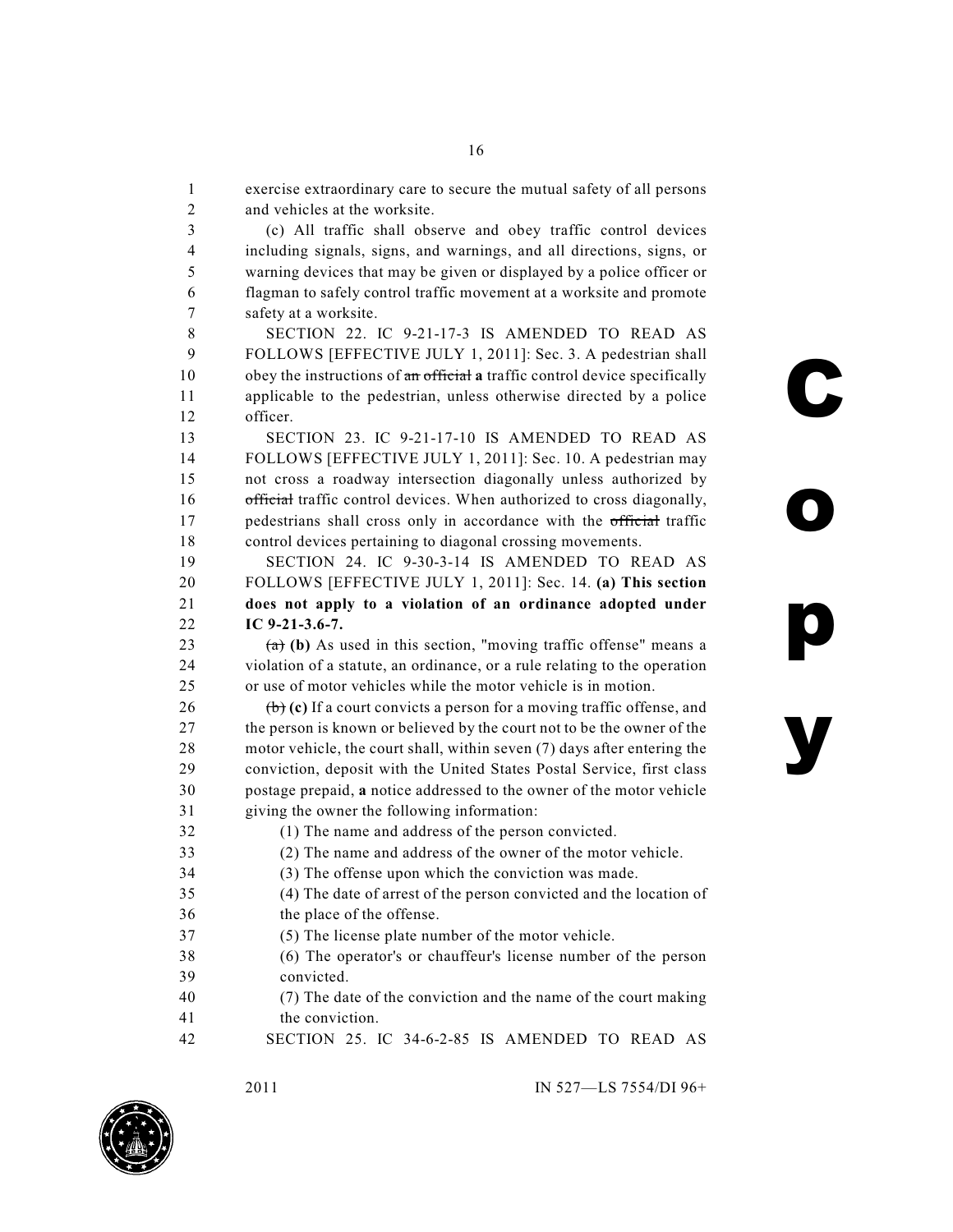exercise extraordinary care to secure the mutual safety of all persons and vehicles at the worksite.

(c) All traffic shall observe and obey traffic control devices including signals, signs, and warnings, and all directions, signs, or warning devices that may be given or displayed by a police officer or flagman to safely control traffic movement at a worksite and promote safety at a worksite.

SECTION 22. IC 9-21-17-3 IS AMENDED TO READ AS FOLLOWS [EFFECTIVE JULY 1, 2011]: Sec. 3. A pedestrian shall obey the instructions of ~~an official~~ **a** traffic control device specifically applicable to the pedestrian, unless otherwise directed by a police officer.

SECTION 23. IC 9-21-17-10 IS AMENDED TO READ AS FOLLOWS [EFFECTIVE JULY 1, 2011]: Sec. 10. A pedestrian may not cross a roadway intersection diagonally unless authorized by ~~official~~ traffic control devices. When authorized to cross diagonally, pedestrians shall cross only in accordance with the ~~official~~ traffic control devices pertaining to diagonal crossing movements.

SECTION 24. IC 9-30-3-14 IS AMENDED TO READ AS FOLLOWS [EFFECTIVE JULY 1, 2011]: Sec. 14. **(a) This section does not apply to a violation of an ordinance adopted under IC 9-21-3.6-7.**

~~(a)~~ **(b)** As used in this section, "moving traffic offense" means a violation of a statute, an ordinance, or a rule relating to the operation or use of motor vehicles while the motor vehicle is in motion.

~~(b)~~ **(c)** If a court convicts a person for a moving traffic offense, and the person is known or believed by the court not to be the owner of the motor vehicle, the court shall, within seven (7) days after entering the conviction, deposit with the United States Postal Service, first class postage prepaid, **a** notice addressed to the owner of the motor vehicle giving the owner the following information:

(1) The name and address of the person convicted.

(2) The name and address of the owner of the motor vehicle.

(3) The offense upon which the conviction was made.

(4) The date of arrest of the person convicted and the location of the place of the offense.

(5) The license plate number of the motor vehicle.

(6) The operator's or chauffeur's license number of the person convicted.

(7) The date of the conviction and the name of the court making the conviction.

SECTION 25. IC 34-6-2-85 IS AMENDED TO READ AS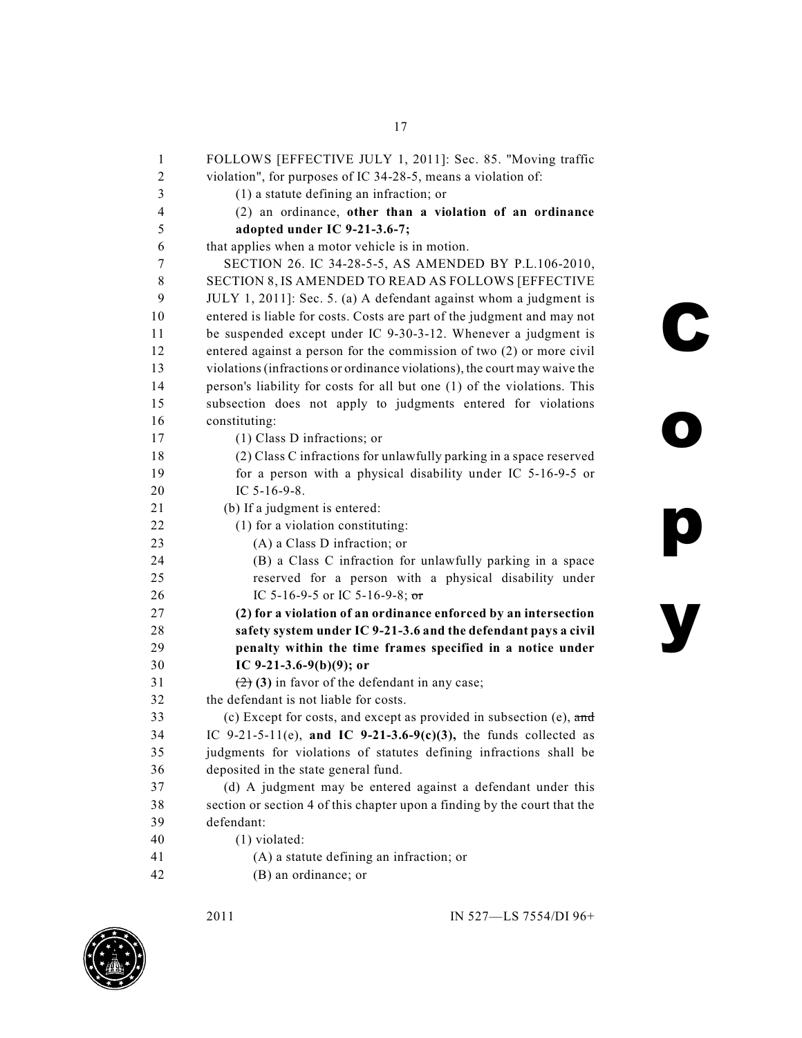FOLLOWS [EFFECTIVE JULY 1, 2011]: Sec. 85. "Moving traffic violation", for purposes of IC 34-28-5, means a violation of:

(1) a statute defining an infraction; or

(2) an ordinance, **other than a violation of an ordinance adopted under IC 9-21-3.6-7;**

that applies when a motor vehicle is in motion.

SECTION 26. IC 34-28-5-5, AS AMENDED BY P.L.106-2010, SECTION 8, IS AMENDED TO READ AS FOLLOWS [EFFECTIVE JULY 1, 2011]: Sec. 5. (a) A defendant against whom a judgment is entered is liable for costs. Costs are part of the judgment and may not be suspended except under IC 9-30-3-12. Whenever a judgment is entered against a person for the commission of two (2) or more civil violations (infractions or ordinance violations), the court may waive the person's liability for costs for all but one (1) of the violations. This subsection does not apply to judgments entered for violations constituting:

(1) Class D infractions; or

(2) Class C infractions for unlawfully parking in a space reserved for a person with a physical disability under IC 5-16-9-5 or IC 5-16-9-8.

(b) If a judgment is entered:

(1) for a violation constituting:

(A) a Class D infraction; or

(B) a Class C infraction for unlawfully parking in a space reserved for a person with a physical disability under IC 5-16-9-5 or IC 5-16-9-8; ~~or~~

**(2) for a violation of an ordinance enforced by an intersection safety system under IC 9-21-3.6 and the defendant pays a civil penalty within the time frames specified in a notice under IC 9-21-3.6-9(b)(9); or**

~~(2)~~ **(3)** in favor of the defendant in any case;

the defendant is not liable for costs.

(c) Except for costs, and except as provided in subsection (e), ~~and~~ IC 9-21-5-11(e), **and IC 9-21-3.6-9(c)(3),** the funds collected as judgments for violations of statutes defining infractions shall be deposited in the state general fund.

(d) A judgment may be entered against a defendant under this section or section 4 of this chapter upon a finding by the court that the defendant:

(1) violated:

(A) a statute defining an infraction; or

(B) an ordinance; or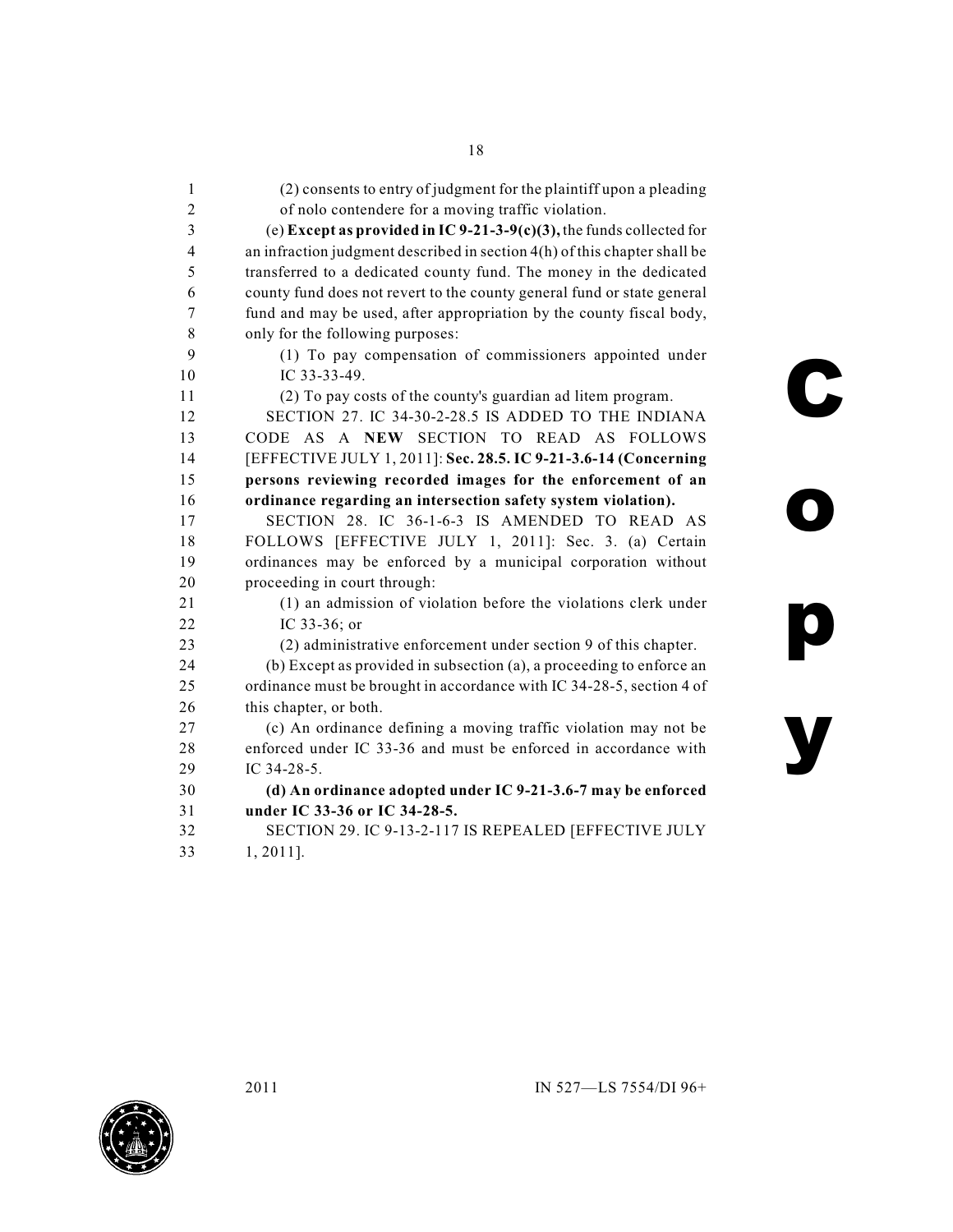(2) consents to entry of judgment for the plaintiff upon a pleading of nolo contendere for a moving traffic violation.

(e) **Except as provided in IC 9-21-3-9(c)(3),** the funds collected for an infraction judgment described in section 4(h) of this chapter shall be transferred to a dedicated county fund. The money in the dedicated county fund does not revert to the county general fund or state general fund and may be used, after appropriation by the county fiscal body, only for the following purposes:

(1) To pay compensation of commissioners appointed under IC 33-33-49.

(2) To pay costs of the county's guardian ad litem program.

SECTION 27. IC 34-30-2-28.5 IS ADDED TO THE INDIANA CODE AS A **NEW** SECTION TO READ AS FOLLOWS [EFFECTIVE JULY 1, 2011]: **Sec. 28.5. IC 9-21-3.6-14 (Concerning persons reviewing recorded images for the enforcement of an ordinance regarding an intersection safety system violation).**

SECTION 28. IC 36-1-6-3 IS AMENDED TO READ AS FOLLOWS [EFFECTIVE JULY 1, 2011]: Sec. 3. (a) Certain ordinances may be enforced by a municipal corporation without proceeding in court through:

(1) an admission of violation before the violations clerk under IC 33-36; or

(2) administrative enforcement under section 9 of this chapter.

(b) Except as provided in subsection (a), a proceeding to enforce an ordinance must be brought in accordance with IC 34-28-5, section 4 of this chapter, or both.

(c) An ordinance defining a moving traffic violation may not be enforced under IC 33-36 and must be enforced in accordance with IC 34-28-5.

**(d) An ordinance adopted under IC 9-21-3.6-7 may be enforced under IC 33-36 or IC 34-28-5.**

SECTION 29. IC 9-13-2-117 IS REPEALED [EFFECTIVE JULY 1, 2011].